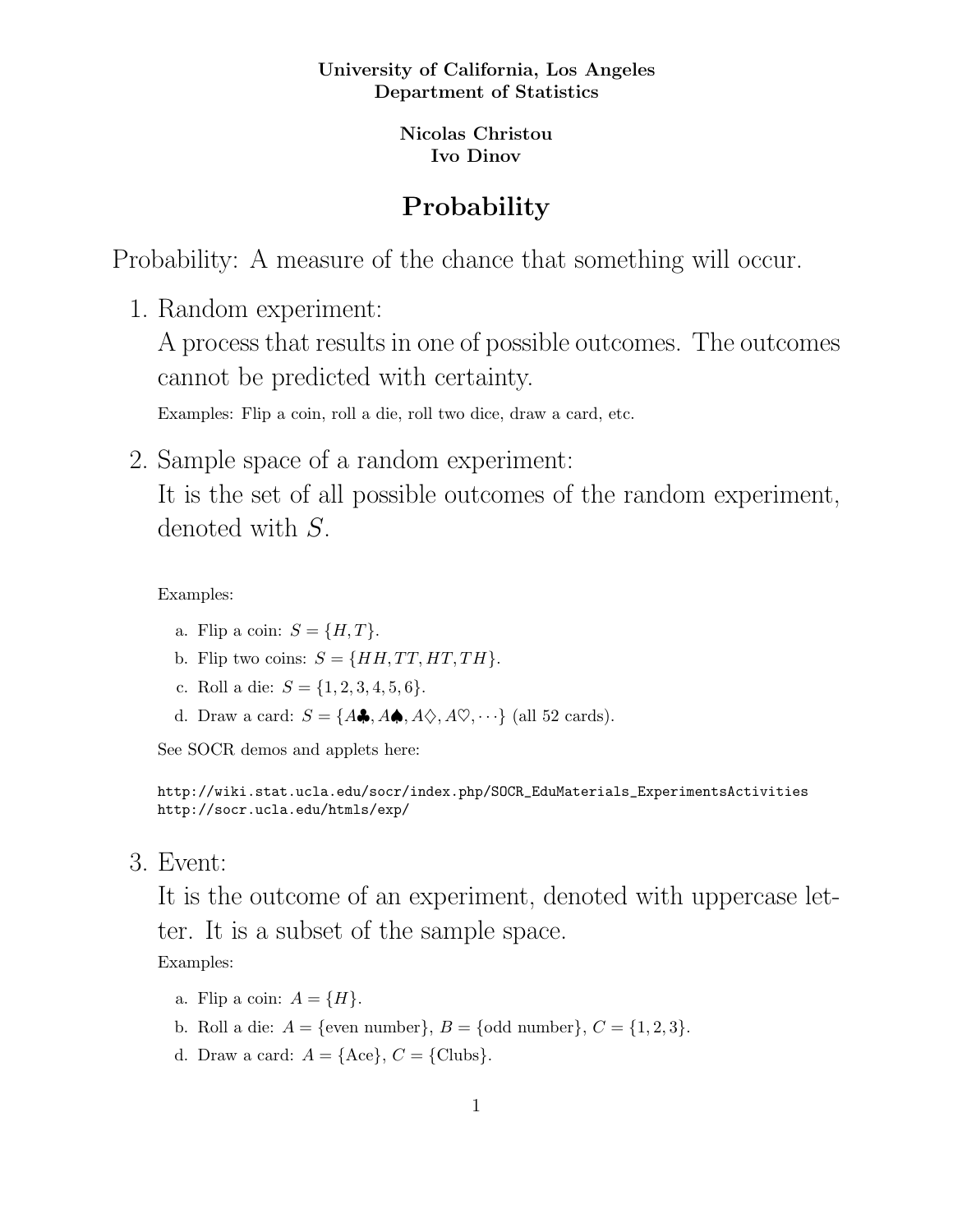**University of California, Los Angeles**
**Department of Statistics**

**Nicolas Christou**
**Ivo Dinov**

# Probability

Probability: A measure of the chance that something will occur.

1. Random experiment:
   A process that results in one of possible outcomes. The outcomes cannot be predicted with certainty.

   Examples: Flip a coin, roll a die, roll two dice, draw a card, etc.

2. Sample space of a random experiment:
   It is the set of all possible outcomes of the random experiment, denoted with $S$.

   Examples:

   a. Flip a coin: $S = \{H, T\}$.
   b. Flip two coins: $S = \{HH, TT, HT, TH\}$.
   c. Roll a die: $S = \{1, 2, 3, 4, 5, 6\}$.
   d. Draw a card: $S = \{A\clubsuit, A\spadesuit, A\diamondsuit, A\heartsuit, \cdots\}$ (all 52 cards).

   See SOCR demos and applets here:

   ```
   http://wiki.stat.ucla.edu/socr/index.php/SOCR_EduMaterials_ExperimentsActivities
   http://socr.ucla.edu/htmls/exp/
   ```

3. Event:
   It is the outcome of an experiment, denoted with uppercase letter. It is a subset of the sample space.

   Examples:

   a. Flip a coin: $A = \{H\}$.
   b. Roll a die: $A = \{\text{even number}\}$, $B = \{\text{odd number}\}$, $C = \{1, 2, 3\}$.
   d. Draw a card: $A = \{\text{Ace}\}$, $C = \{\text{Clubs}\}$.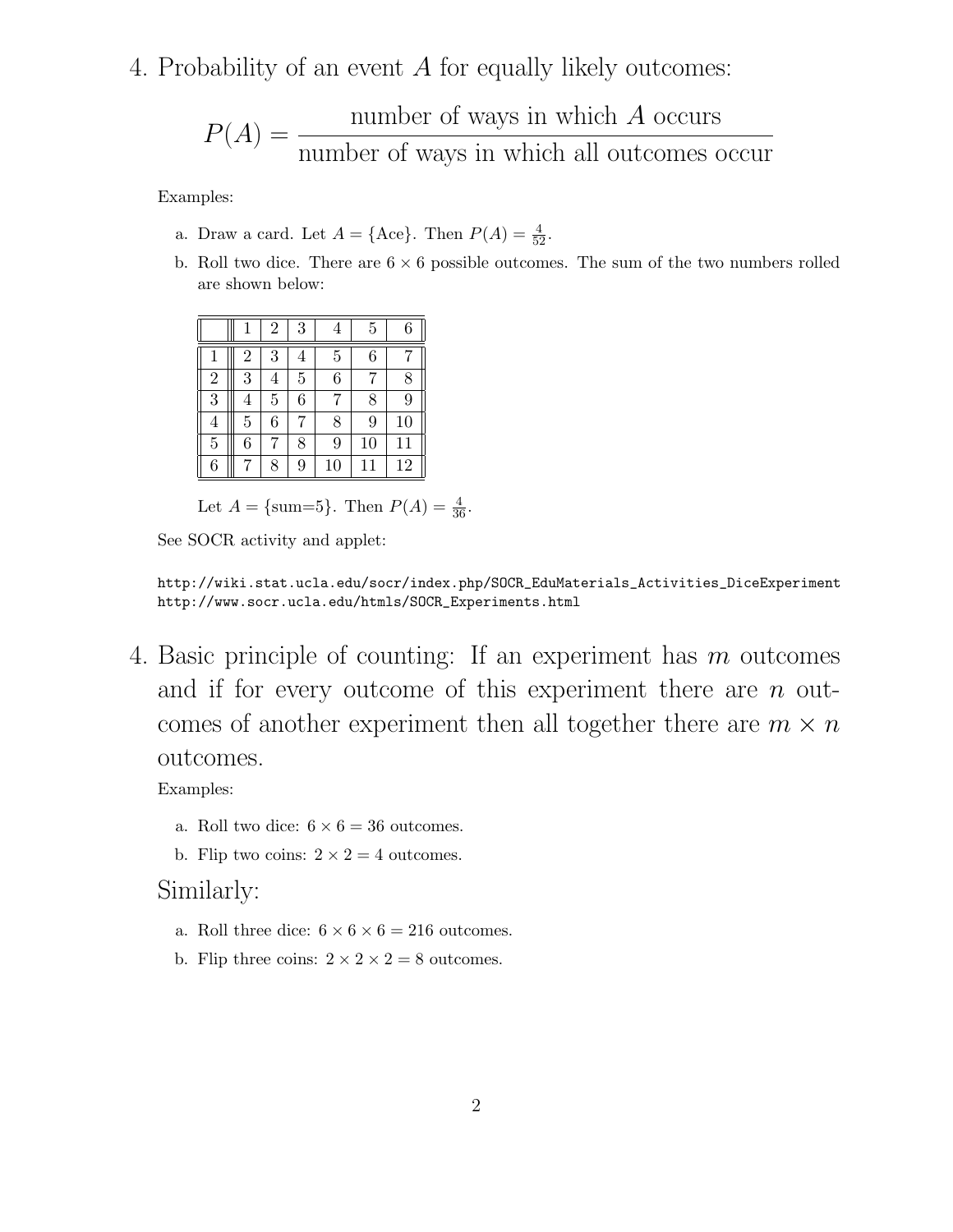4. Probability of an event $A$ for equally likely outcomes:

$$P(A) = \frac{\text{number of ways in which } A \text{ occurs}}{\text{number of ways in which all outcomes occur}}$$

Examples:

a. Draw a card. Let $A = \{\text{Ace}\}$. Then $P(A) = \frac{4}{52}$.

b. Roll two dice. There are $6 \times 6$ possible outcomes. The sum of the two numbers rolled are shown below:

| | 1 | 2 | 3 | 4 | 5 | 6 |
|---|---|---|---|---|---|---|
| 1 | 2 | 3 | 4 | 5 | 6 | 7 |
| 2 | 3 | 4 | 5 | 6 | 7 | 8 |
| 3 | 4 | 5 | 6 | 7 | 8 | 9 |
| 4 | 5 | 6 | 7 | 8 | 9 | 10 |
| 5 | 6 | 7 | 8 | 9 | 10 | 11 |
| 6 | 7 | 8 | 9 | 10 | 11 | 12 |

Let $A = \{\text{sum=5}\}$. Then $P(A) = \frac{4}{36}$.

See SOCR activity and applet:

```
http://wiki.stat.ucla.edu/socr/index.php/SOCR_EduMaterials_Activities_DiceExperiment
http://www.socr.ucla.edu/htmls/SOCR_Experiments.html
```

4. Basic principle of counting: If an experiment has $m$ outcomes and if for every outcome of this experiment there are $n$ outcomes of another experiment then all together there are $m \times n$ outcomes.

Examples:

a. Roll two dice: $6 \times 6 = 36$ outcomes.

b. Flip two coins: $2 \times 2 = 4$ outcomes.

Similarly:

a. Roll three dice: $6 \times 6 \times 6 = 216$ outcomes.

b. Flip three coins: $2 \times 2 \times 2 = 8$ outcomes.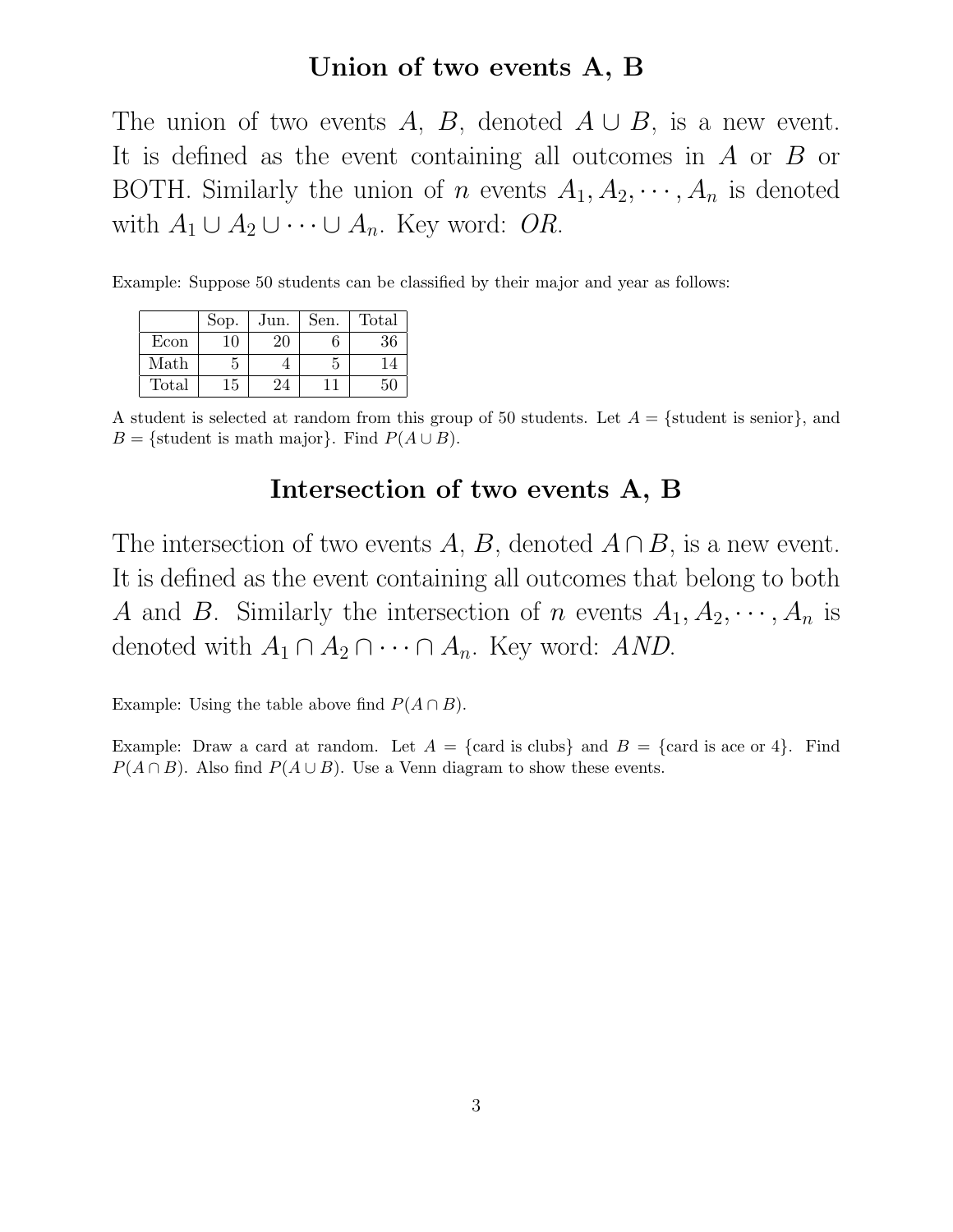## Union of two events A, B

The union of two events $A$, $B$, denoted $A \cup B$, is a new event. It is defined as the event containing all outcomes in $A$ or $B$ or BOTH. Similarly the union of $n$ events $A_1, A_2, \cdots, A_n$ is denoted with $A_1 \cup A_2 \cup \cdots \cup A_n$. Key word: *OR*.

Example: Suppose 50 students can be classified by their major and year as follows:

| | Sop. | Jun. | Sen. | Total |
|---|---|---|---|---|
| Econ | 10 | 20 | 6 | 36 |
| Math | 5 | 4 | 5 | 14 |
| Total | 15 | 24 | 11 | 50 |

A student is selected at random from this group of 50 students. Let $A = \{\text{student is senior}\}$, and $B = \{\text{student is math major}\}$. Find $P(A \cup B)$.

## Intersection of two events A, B

The intersection of two events $A$, $B$, denoted $A \cap B$, is a new event. It is defined as the event containing all outcomes that belong to both $A$ and $B$. Similarly the intersection of $n$ events $A_1, A_2, \cdots, A_n$ is denoted with $A_1 \cap A_2 \cap \cdots \cap A_n$. Key word: *AND*.

Example: Using the table above find $P(A \cap B)$.

Example: Draw a card at random. Let $A = \{\text{card is clubs}\}$ and $B = \{\text{card is ace or 4}\}$. Find $P(A \cap B)$. Also find $P(A \cup B)$. Use a Venn diagram to show these events.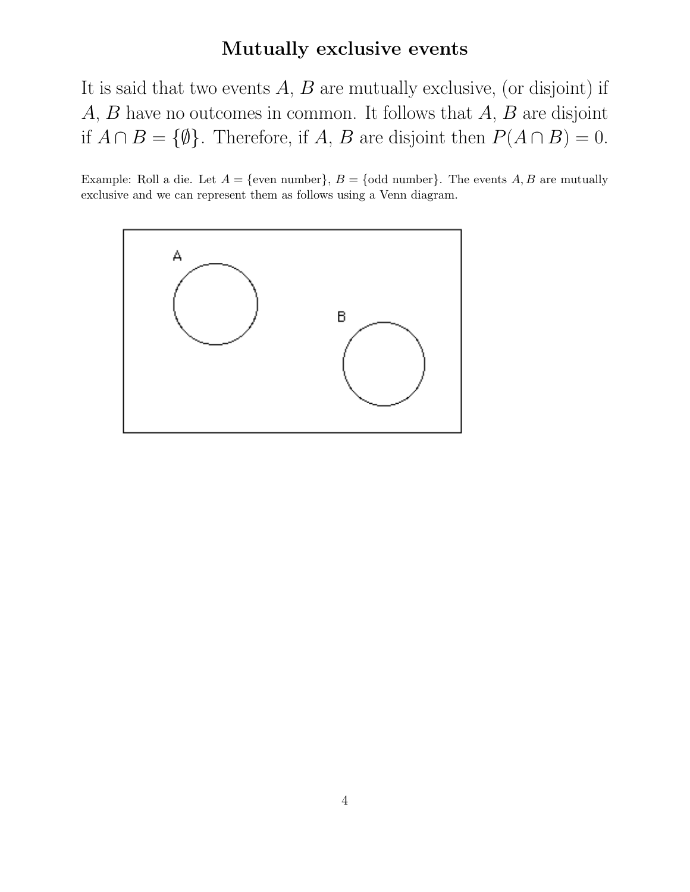## Mutually exclusive events

It is said that two events $A$, $B$ are mutually exclusive, (or disjoint) if $A$, $B$ have no outcomes in common. It follows that $A$, $B$ are disjoint if $A \cap B = \{\emptyset\}$. Therefore, if $A$, $B$ are disjoint then $P(A \cap B) = 0$.

Example: Roll a die. Let $A = \{\text{even number}\}$, $B = \{\text{odd number}\}$. The events $A, B$ are mutually exclusive and we can represent them as follows using a Venn diagram.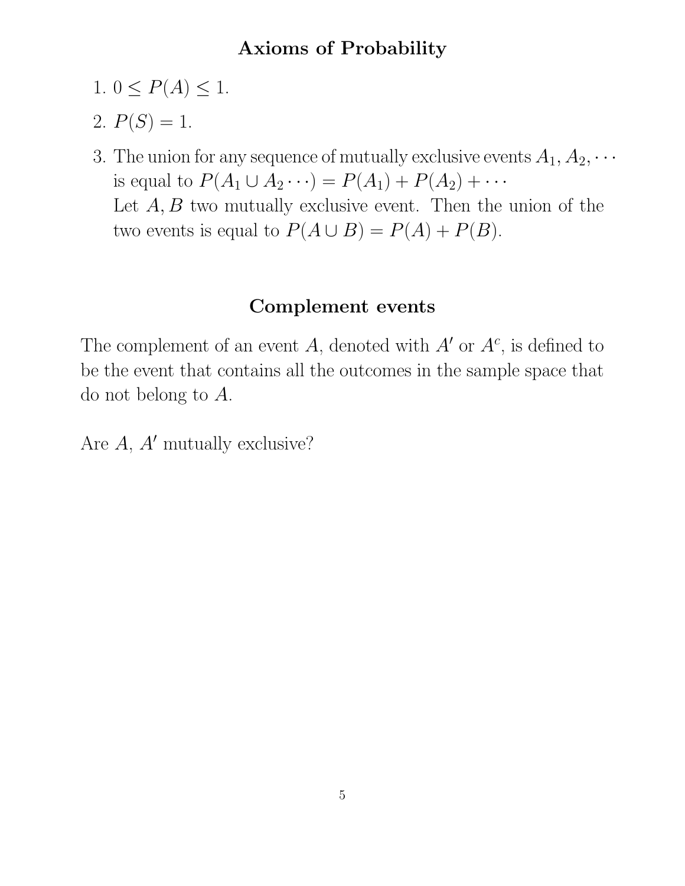## Axioms of Probability

1. $0 \leq P(A) \leq 1$.
2. $P(S) = 1$.
3. The union for any sequence of mutually exclusive events $A_1, A_2, \cdots$ is equal to $P(A_1 \cup A_2 \cdots) = P(A_1) + P(A_2) + \cdots$
   Let $A, B$ two mutually exclusive event. Then the union of the two events is equal to $P(A \cup B) = P(A) + P(B)$.

## Complement events

The complement of an event $A$, denoted with $A'$ or $A^c$, is defined to be the event that contains all the outcomes in the sample space that do not belong to $A$.

Are $A$, $A'$ mutually exclusive?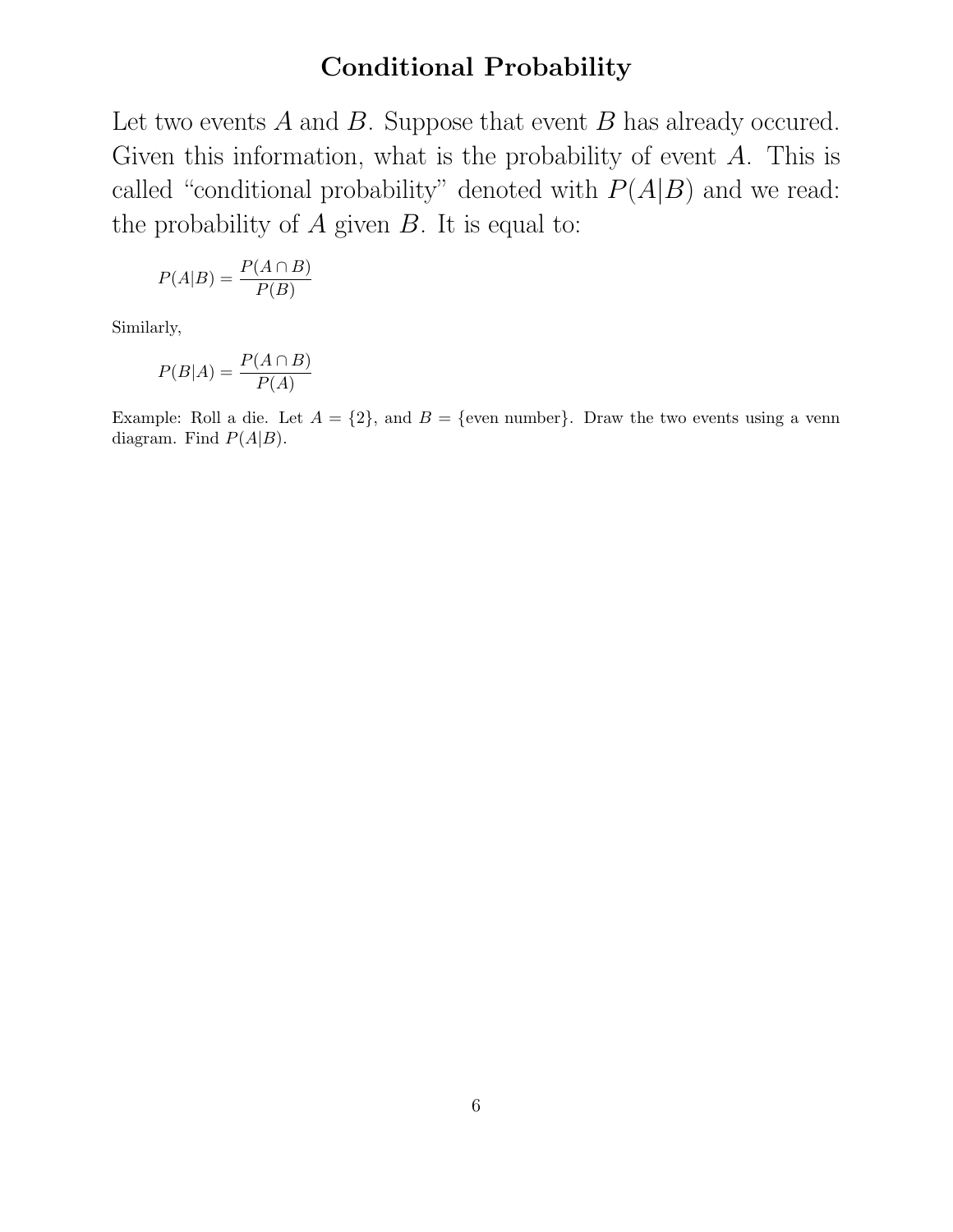# Conditional Probability

Let two events $A$ and $B$. Suppose that event $B$ has already occured. Given this information, what is the probability of event $A$. This is called "conditional probability" denoted with $P(A|B)$ and we read: the probability of $A$ given $B$. It is equal to:

$$P(A|B) = \frac{P(A \cap B)}{P(B)}$$

Similarly,

$$P(B|A) = \frac{P(A \cap B)}{P(A)}$$

Example: Roll a die. Let $A = \{2\}$, and $B = \{\text{even number}\}$. Draw the two events using a venn diagram. Find $P(A|B)$.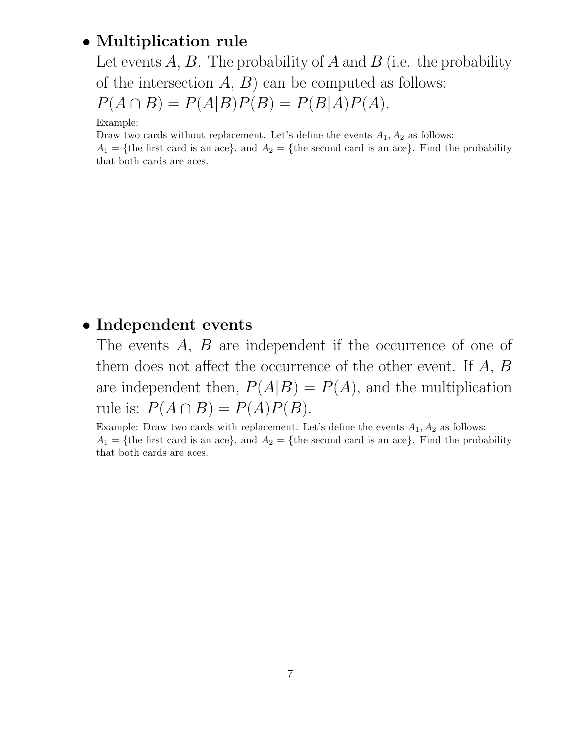- **Multiplication rule**

  Let events $A$, $B$. The probability of $A$ and $B$ (i.e. the probability of the intersection $A$, $B$) can be computed as follows:
  $P(A \cap B) = P(A|B)P(B) = P(B|A)P(A)$.

  Example:
  Draw two cards without replacement. Let's define the events $A_1, A_2$ as follows:
  $A_1 = \{$the first card is an ace$\}$, and $A_2 = \{$the second card is an ace$\}$. Find the probability that both cards are aces.

- **Independent events**

  The events $A$, $B$ are independent if the occurrence of one of them does not affect the occurrence of the other event. If $A$, $B$ are independent then, $P(A|B) = P(A)$, and the multiplication rule is: $P(A \cap B) = P(A)P(B)$.

  Example: Draw two cards with replacement. Let's define the events $A_1, A_2$ as follows:
  $A_1 = \{$the first card is an ace$\}$, and $A_2 = \{$the second card is an ace$\}$. Find the probability that both cards are aces.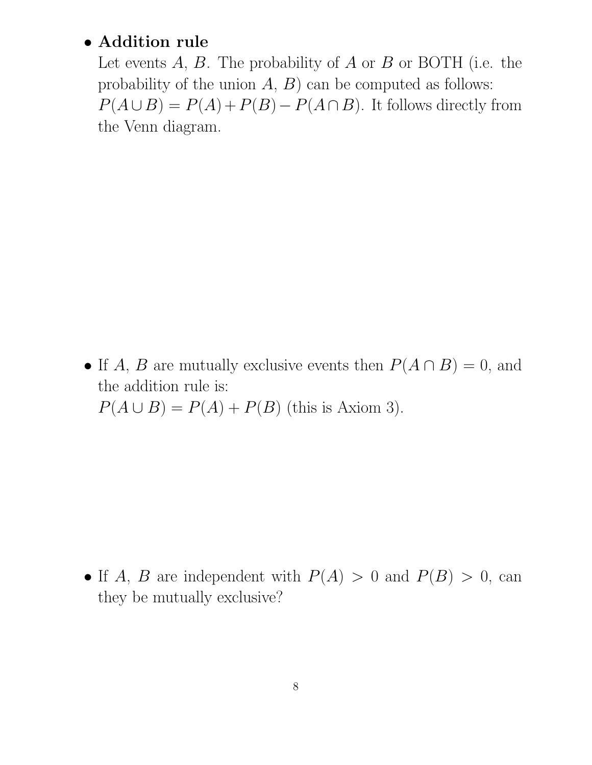- **Addition rule**
  Let events $A$, $B$. The probability of $A$ or $B$ or BOTH (i.e. the probability of the union $A$, $B$) can be computed as follows: $P(A \cup B) = P(A) + P(B) - P(A \cap B)$. It follows directly from the Venn diagram.

- If $A$, $B$ are mutually exclusive events then $P(A \cap B) = 0$, and the addition rule is:
  $P(A \cup B) = P(A) + P(B)$ (this is Axiom 3).

- If $A$, $B$ are independent with $P(A) > 0$ and $P(B) > 0$, can they be mutually exclusive?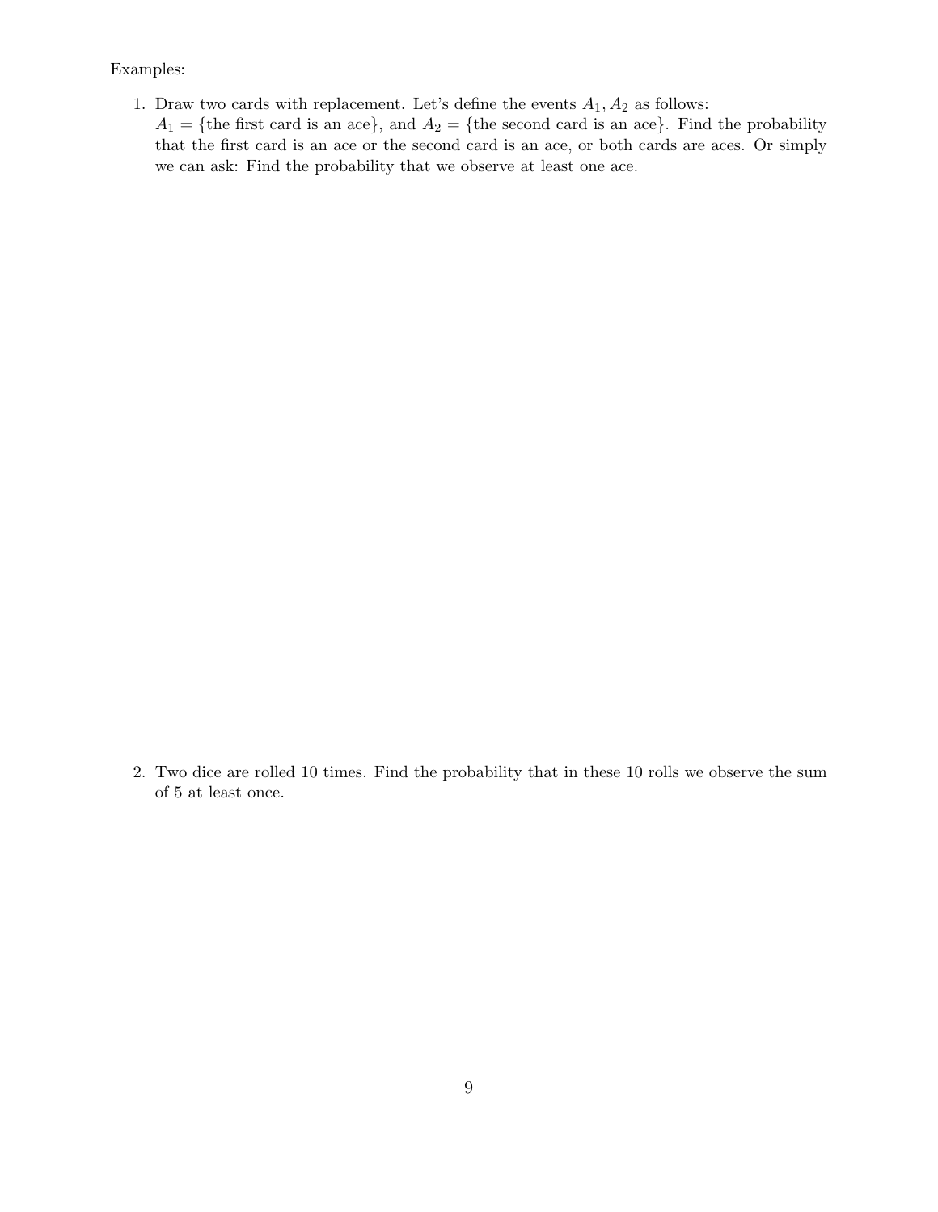Examples:

1. Draw two cards with replacement. Let's define the events $A_1, A_2$ as follows: $A_1 = \{\text{the first card is an ace}\}$, and $A_2 = \{\text{the second card is an ace}\}$. Find the probability that the first card is an ace or the second card is an ace, or both cards are aces. Or simply we can ask: Find the probability that we observe at least one ace.

2. Two dice are rolled 10 times. Find the probability that in these 10 rolls we observe the sum of 5 at least once.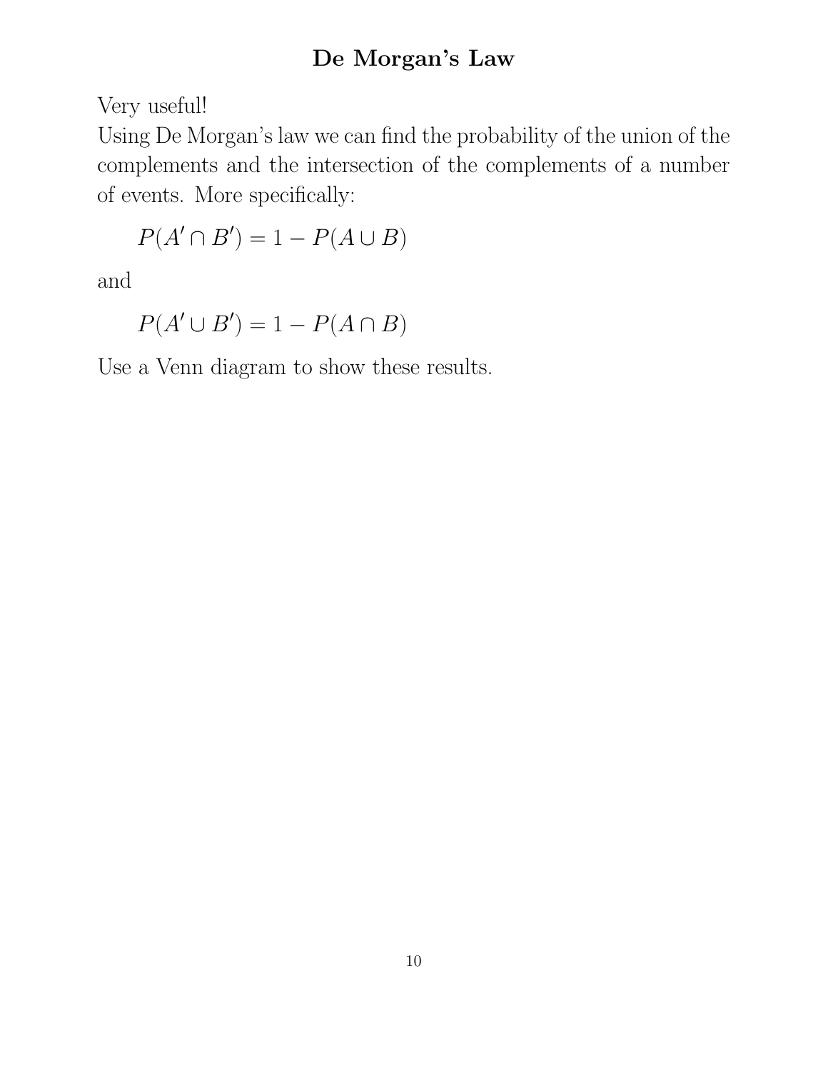# De Morgan's Law

Very useful!

Using De Morgan's law we can find the probability of the union of the complements and the intersection of the complements of a number of events. More specifically:

$$P(A' \cap B') = 1 - P(A \cup B)$$

and

$$P(A' \cup B') = 1 - P(A \cap B)$$

Use a Venn diagram to show these results.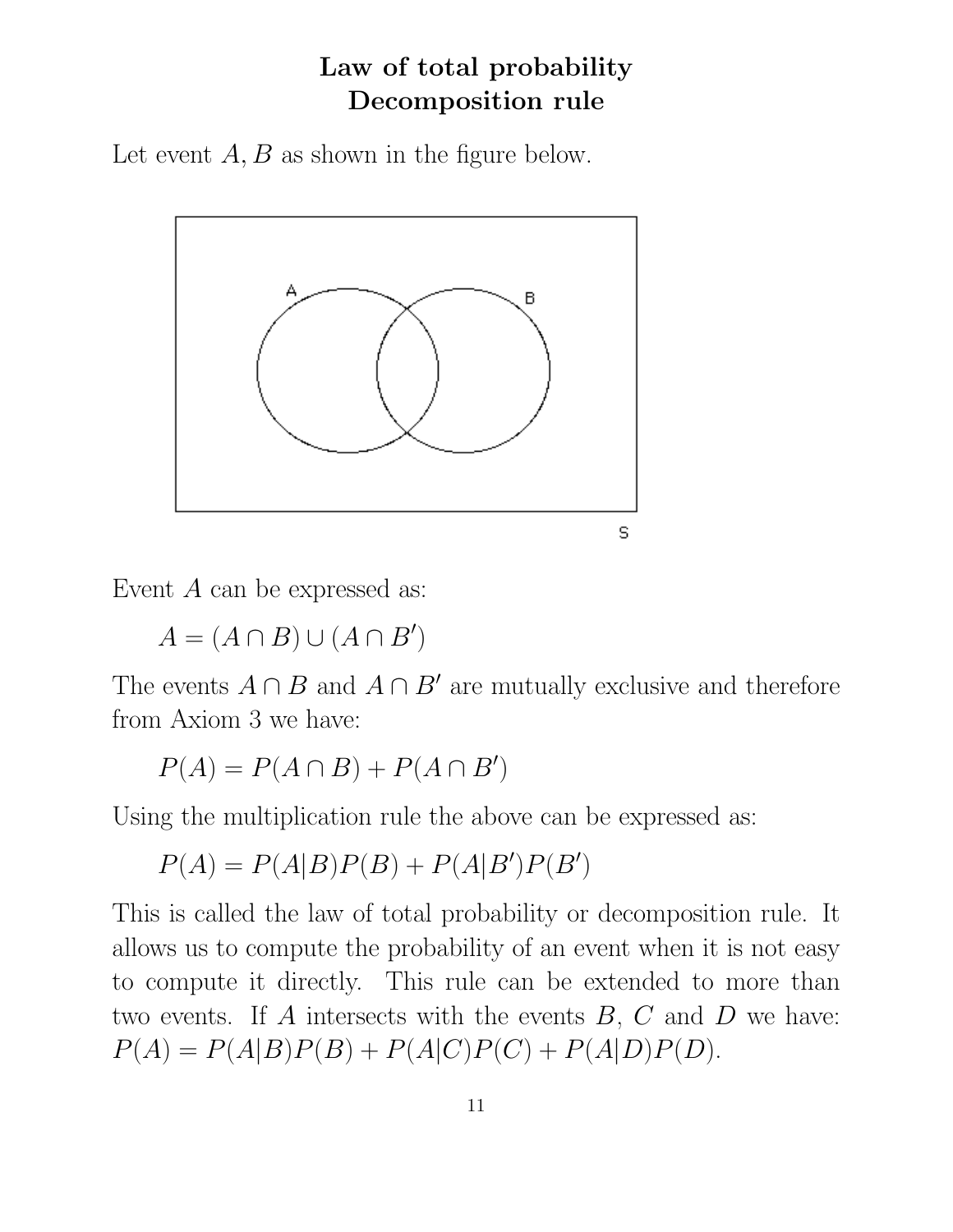# Law of total probability
# Decomposition rule

Let event $A, B$ as shown in the figure below.

Event $A$ can be expressed as:

$$A = (A \cap B) \cup (A \cap B')$$

The events $A \cap B$ and $A \cap B'$ are mutually exclusive and therefore from Axiom 3 we have:

$$P(A) = P(A \cap B) + P(A \cap B')$$

Using the multiplication rule the above can be expressed as:

$$P(A) = P(A|B)P(B) + P(A|B')P(B')$$

This is called the law of total probability or decomposition rule. It allows us to compute the probability of an event when it is not easy to compute it directly. This rule can be extended to more than two events. If $A$ intersects with the events $B$, $C$ and $D$ we have: $P(A) = P(A|B)P(B) + P(A|C)P(C) + P(A|D)P(D)$.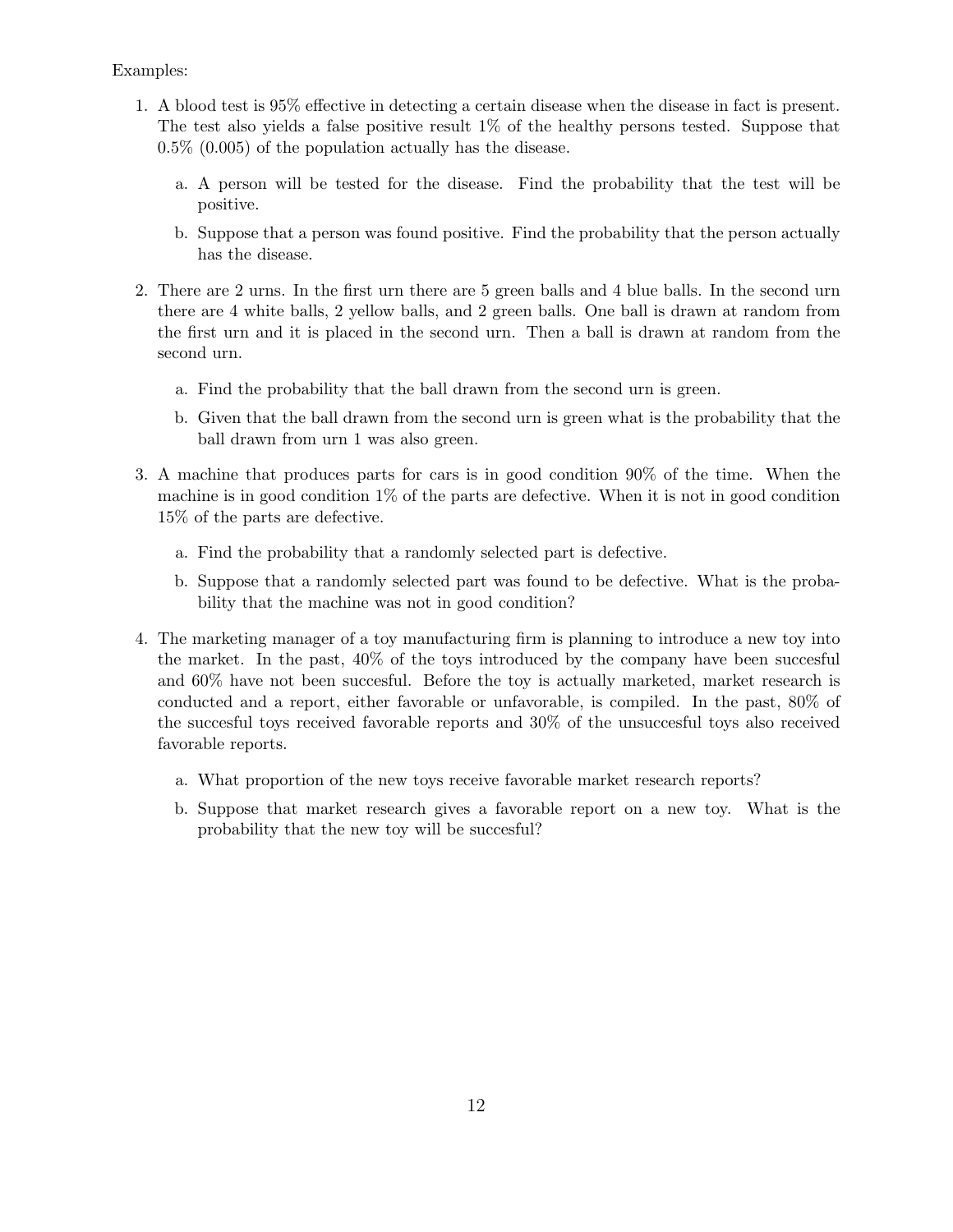Examples:

1. A blood test is 95% effective in detecting a certain disease when the disease in fact is present. The test also yields a false positive result 1% of the healthy persons tested. Suppose that 0.5% (0.005) of the population actually has the disease.

   a. A person will be tested for the disease. Find the probability that the test will be positive.

   b. Suppose that a person was found positive. Find the probability that the person actually has the disease.

2. There are 2 urns. In the first urn there are 5 green balls and 4 blue balls. In the second urn there are 4 white balls, 2 yellow balls, and 2 green balls. One ball is drawn at random from the first urn and it is placed in the second urn. Then a ball is drawn at random from the second urn.

   a. Find the probability that the ball drawn from the second urn is green.

   b. Given that the ball drawn from the second urn is green what is the probability that the ball drawn from urn 1 was also green.

3. A machine that produces parts for cars is in good condition 90% of the time. When the machine is in good condition 1% of the parts are defective. When it is not in good condition 15% of the parts are defective.

   a. Find the probability that a randomly selected part is defective.

   b. Suppose that a randomly selected part was found to be defective. What is the probability that the machine was not in good condition?

4. The marketing manager of a toy manufacturing firm is planning to introduce a new toy into the market. In the past, 40% of the toys introduced by the company have been succesful and 60% have not been succesful. Before the toy is actually marketed, market research is conducted and a report, either favorable or unfavorable, is compiled. In the past, 80% of the succesful toys received favorable reports and 30% of the unsuccesful toys also received favorable reports.

   a. What proportion of the new toys receive favorable market research reports?

   b. Suppose that market research gives a favorable report on a new toy. What is the probability that the new toy will be succesful?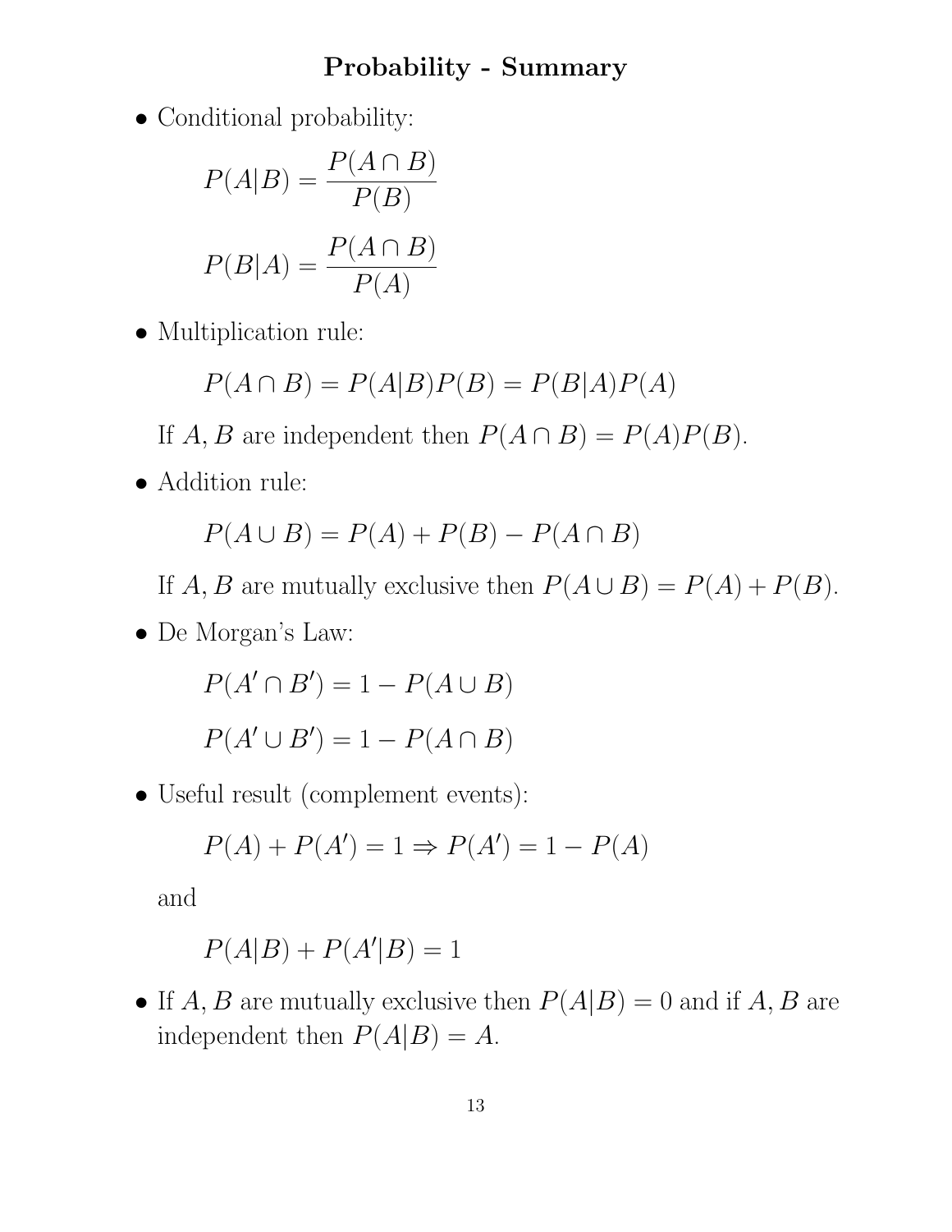# Probability - Summary

- Conditional probability:

$$P(A|B) = \frac{P(A \cap B)}{P(B)}$$

$$P(B|A) = \frac{P(A \cap B)}{P(A)}$$

- Multiplication rule:

$$P(A \cap B) = P(A|B)P(B) = P(B|A)P(A)$$

  If $A, B$ are independent then $P(A \cap B) = P(A)P(B)$.

- Addition rule:

$$P(A \cup B) = P(A) + P(B) - P(A \cap B)$$

  If $A, B$ are mutually exclusive then $P(A \cup B) = P(A) + P(B)$.

- De Morgan's Law:

$$P(A' \cap B') = 1 - P(A \cup B)$$

$$P(A' \cup B') = 1 - P(A \cap B)$$

- Useful result (complement events):

$$P(A) + P(A') = 1 \Rightarrow P(A') = 1 - P(A)$$

  and

$$P(A|B) + P(A'|B) = 1$$

- If $A, B$ are mutually exclusive then $P(A|B) = 0$ and if $A, B$ are independent then $P(A|B) = A$.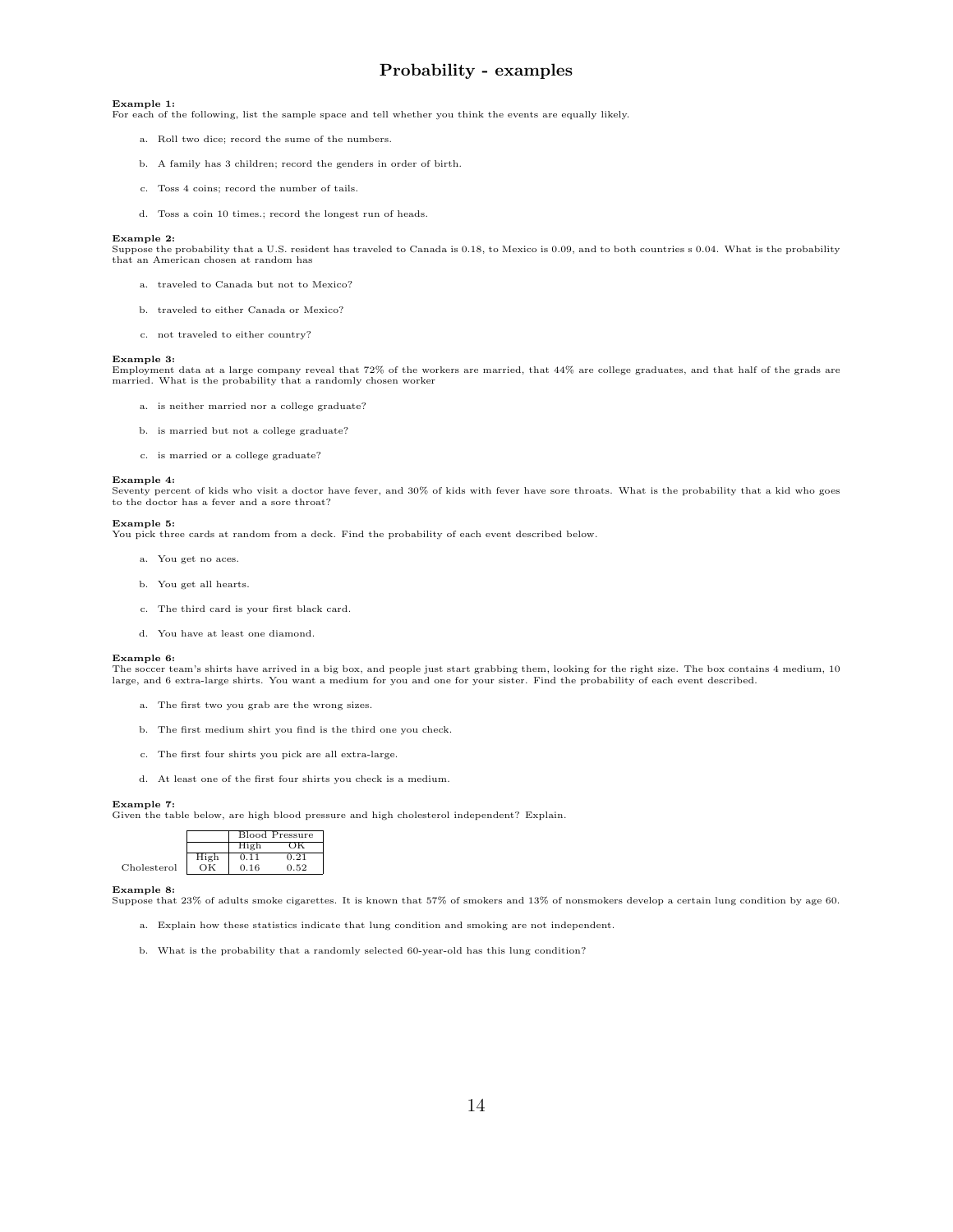# Probability - examples

**Example 1:**
For each of the following, list the sample space and tell whether you think the events are equally likely.

a. Roll two dice; record the sume of the numbers.

b. A family has 3 children; record the genders in order of birth.

c. Toss 4 coins; record the number of tails.

d. Toss a coin 10 times.; record the longest run of heads.

**Example 2:**
Suppose the probability that a U.S. resident has traveled to Canada is 0.18, to Mexico is 0.09, and to both countries s 0.04. What is the probability that an American chosen at random has

a. traveled to Canada but not to Mexico?

b. traveled to either Canada or Mexico?

c. not traveled to either country?

**Example 3:**
Employment data at a large company reveal that 72% of the workers are married, that 44% are college graduates, and that half of the grads are married. What is the probability that a randomly chosen worker

a. is neither married nor a college graduate?

b. is married but not a college graduate?

c. is married or a college graduate?

**Example 4:**
Seventy percent of kids who visit a doctor have fever, and 30% of kids with fever have sore throats. What is the probability that a kid who goes to the doctor has a fever and a sore throat?

**Example 5:**
You pick three cards at random from a deck. Find the probability of each event described below.

a. You get no aces.

b. You get all hearts.

c. The third card is your first black card.

d. You have at least one diamond.

**Example 6:**
The soccer team's shirts have arrived in a big box, and people just start grabbing them, looking for the right size. The box contains 4 medium, 10 large, and 6 extra-large shirts. You want a medium for you and one for your sister. Find the probability of each event described.

a. The first two you grab are the wrong sizes.

b. The first medium shirt you find is the third one you check.

c. The first four shirts you pick are all extra-large.

d. At least one of the first four shirts you check is a medium.

**Example 7:**
Given the table below, are high blood pressure and high cholesterol independent? Explain.

| | | Blood Pressure | |
|---|---|---|---|
| | | High | OK |
| Cholesterol | High | 0.11 | 0.21 |
| | OK | 0.16 | 0.52 |

**Example 8:**
Suppose that 23% of adults smoke cigarettes. It is known that 57% of smokers and 13% of nonsmokers develop a certain lung condition by age 60.

a. Explain how these statistics indicate that lung condition and smoking are not independent.

b. What is the probability that a randomly selected 60-year-old has this lung condition?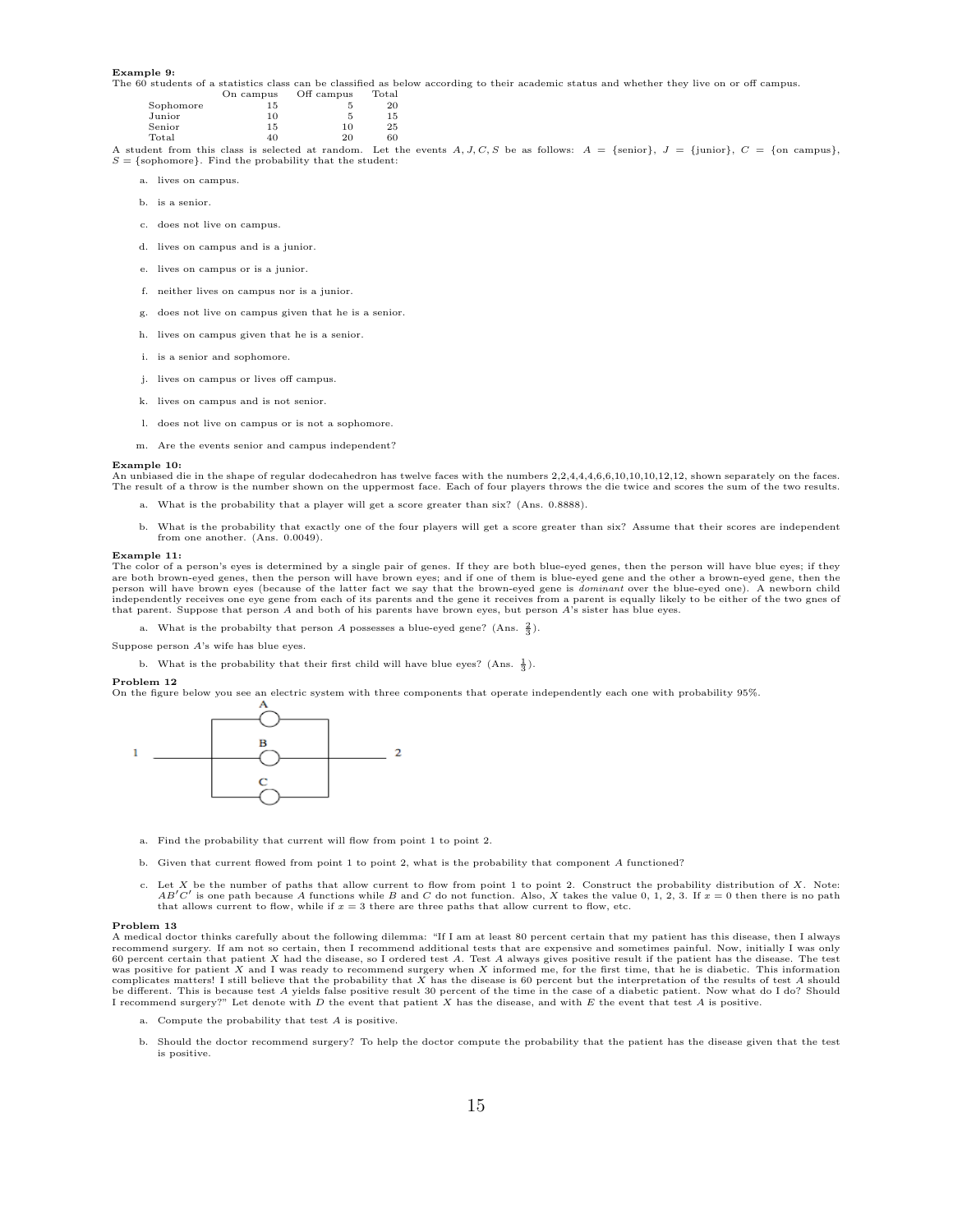**Example 9:**
The 60 students of a statistics class can be classified as below according to their academic status and whether they live on or off campus.

| | On campus | Off campus | Total |
|---|---|---|---|
| Sophomore | 15 | 5 | 20 |
| Junior | 10 | 5 | 15 |
| Senior | 15 | 10 | 25 |
| Total | 40 | 20 | 60 |

A student from this class is selected at random. Let the events $A, J, C, S$ be as follows: $A = \{\text{senior}\}$, $J = \{\text{junior}\}$, $C = \{\text{on campus}\}$, $S = \{\text{sophomore}\}$. Find the probability that the student:

a. lives on campus.

b. is a senior.

c. does not live on campus.

d. lives on campus and is a junior.

e. lives on campus or is a junior.

f. neither lives on campus nor is a junior.

g. does not live on campus given that he is a senior.

h. lives on campus given that he is a senior.

i. is a senior and sophomore.

j. lives on campus or lives off campus.

k. lives on campus and is not senior.

l. does not live on campus or is not a sophomore.

m. Are the events senior and campus independent?

**Example 10:**
An unbiased die in the shape of regular dodecahedron has twelve faces with the numbers 2,2,4,4,4,6,6,10,10,10,12,12, shown separately on the faces. The result of a throw is the number shown on the uppermost face. Each of four players throws the die twice and scores the sum of the two results.

a. What is the probability that a player will get a score greater than six? (Ans. 0.8888).

b. What is the probability that exactly one of the four players will get a score greater than six? Assume that their scores are independent from one another. (Ans. 0.0049).

**Example 11:**
The color of a person's eyes is determined by a single pair of genes. If they are both blue-eyed genes, then the person will have blue eyes; if they are both brown-eyed genes, then the person will have brown eyes; and if one of them is blue-eyed gene and the other a brown-eyed gene, then the person will have brown eyes (because of the latter fact we say that the brown-eyed gene is *dominant* over the blue-eyed one). A newborn child independently receives one eye gene from each of its parents and the gene it receives from a parent is equally likely to be either of the two gnes of that parent. Suppose that person $A$ and both of his parents have brown eyes, but person $A$'s sister has blue eyes.

a. What is the probabilty that person $A$ possesses a blue-eyed gene? (Ans. $\frac{2}{3}$).

Suppose person $A$'s wife has blue eyes.

b. What is the probability that their first child will have blue eyes? (Ans. $\frac{1}{3}$).

**Problem 12**
On the figure below you see an electric system with three components that operate independently each one with probability 95%.

a. Find the probability that current will flow from point 1 to point 2.

b. Given that current flowed from point 1 to point 2, what is the probability that component $A$ functioned?

c. Let $X$ be the number of paths that allow current to flow from point 1 to point 2. Construct the probability distribution of $X$. Note: $AB'C'$ is one path because $A$ functions while $B$ and $C$ do not function. Also, $X$ takes the value 0, 1, 2, 3. If $x = 0$ then there is no path that allows current to flow, while if $x = 3$ there are three paths that allow current to flow, etc.

**Problem 13**
A medical doctor thinks carefully about the following dilemma: "If I am at least 80 percent certain that my patient has this disease, then I always recommend surgery. If am not so certain, then I recommend additional tests that are expensive and sometimes painful. Now, initially I was only 60 percent certain that patient $X$ had the disease, so I ordered test $A$. Test $A$ always gives positive result if the patient has the disease. The test was positive for patient $X$ and I was ready to recommend surgery when $X$ informed me, for the first time, that he is diabetic. This information complicates matters! I still believe that the probability that $X$ has the disease is 60 percent but the interpretation of the results of test $A$ should be different. This is because test $A$ yields false positive result 30 percent of the time in the case of a diabetic patient. Now what do I do? Should I recommend surgery?" Let denote with $D$ the event that patient $X$ has the disease, and with $E$ the event that test $A$ is positive.

a. Compute the probability that test $A$ is positive.

b. Should the doctor recommend surgery? To help the doctor compute the probability that the patient has the disease given that the test is positive.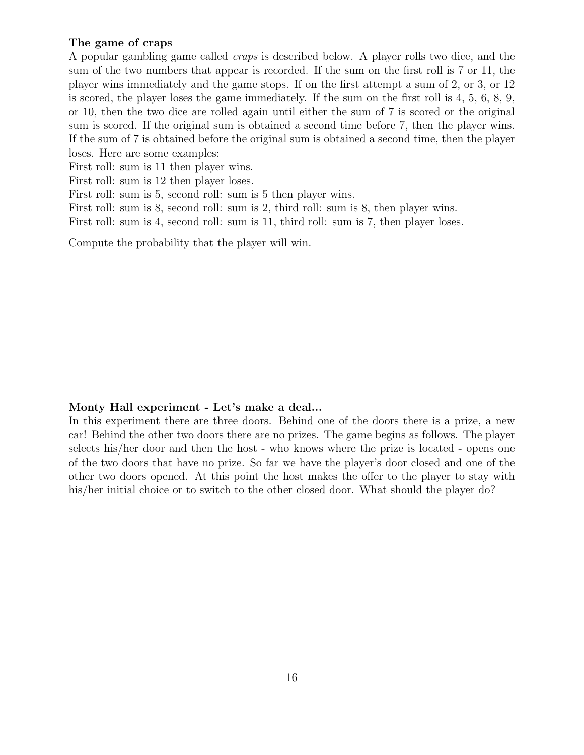**The game of craps**

A popular gambling game called *craps* is described below. A player rolls two dice, and the sum of the two numbers that appear is recorded. If the sum on the first roll is 7 or 11, the player wins immediately and the game stops. If on the first attempt a sum of 2, or 3, or 12 is scored, the player loses the game immediately. If the sum on the first roll is 4, 5, 6, 8, 9, or 10, then the two dice are rolled again until either the sum of 7 is scored or the original sum is scored. If the original sum is obtained a second time before 7, then the player wins. If the sum of 7 is obtained before the original sum is obtained a second time, then the player loses. Here are some examples:

First roll: sum is 11 then player wins.
First roll: sum is 12 then player loses.
First roll: sum is 5, second roll: sum is 5 then player wins.
First roll: sum is 8, second roll: sum is 2, third roll: sum is 8, then player wins.
First roll: sum is 4, second roll: sum is 11, third roll: sum is 7, then player loses.

Compute the probability that the player will win.

**Monty Hall experiment - Let's make a deal...**

In this experiment there are three doors. Behind one of the doors there is a prize, a new car! Behind the other two doors there are no prizes. The game begins as follows. The player selects his/her door and then the host - who knows where the prize is located - opens one of the two doors that have no prize. So far we have the player's door closed and one of the other two doors opened. At this point the host makes the offer to the player to stay with his/her initial choice or to switch to the other closed door. What should the player do?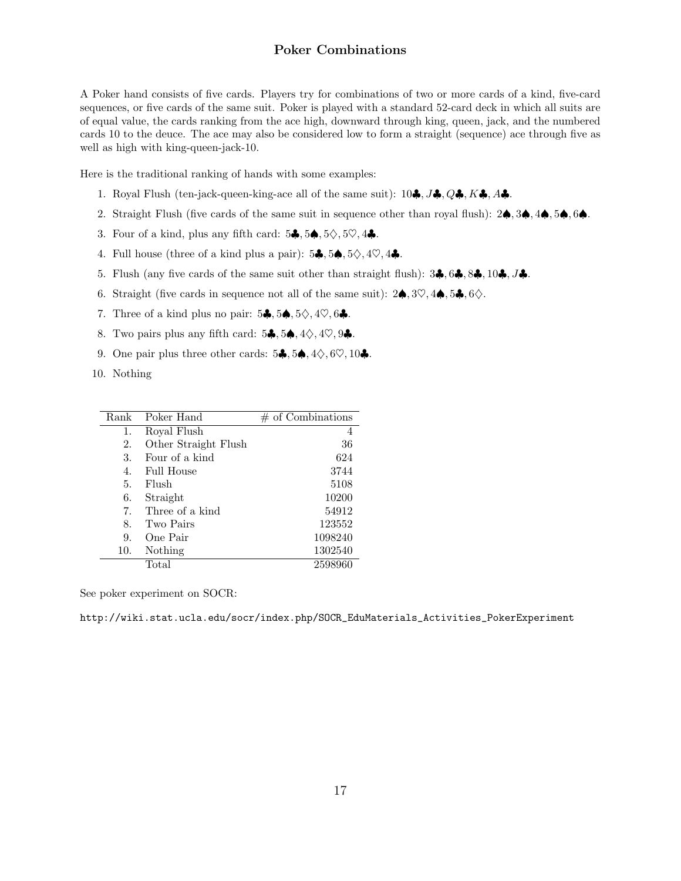# Poker Combinations

A Poker hand consists of five cards. Players try for combinations of two or more cards of a kind, five-card sequences, or five cards of the same suit. Poker is played with a standard 52-card deck in which all suits are of equal value, the cards ranking from the ace high, downward through king, queen, jack, and the numbered cards 10 to the deuce. The ace may also be considered low to form a straight (sequence) ace through five as well as high with king-queen-jack-10.

Here is the traditional ranking of hands with some examples:

1. Royal Flush (ten-jack-queen-king-ace all of the same suit): $10♣, J♣, Q♣, K♣, A♣$.
2. Straight Flush (five cards of the same suit in sequence other than royal flush): $2♠, 3♠, 4♠, 5♠, 6♠$.
3. Four of a kind, plus any fifth card: $5♣, 5♠, 5♢, 5♡, 4♣$.
4. Full house (three of a kind plus a pair): $5♣, 5♠, 5♢, 4♡, 4♣$.
5. Flush (any five cards of the same suit other than straight flush): $3♣, 6♣, 8♣, 10♣, J♣$.
6. Straight (five cards in sequence not all of the same suit): $2♠, 3♡, 4♠, 5♣, 6♢$.
7. Three of a kind plus no pair: $5♣, 5♠, 5♢, 4♡, 6♣$.
8. Two pairs plus any fifth card: $5♣, 5♠, 4♢, 4♡, 9♣$.
9. One pair plus three other cards: $5♣, 5♠, 4♢, 6♡, 10♣$.
10. Nothing

| Rank | Poker Hand | # of Combinations |
|---|---|---|
| 1. | Royal Flush | 4 |
| 2. | Other Straight Flush | 36 |
| 3. | Four of a kind | 624 |
| 4. | Full House | 3744 |
| 5. | Flush | 5108 |
| 6. | Straight | 10200 |
| 7. | Three of a kind | 54912 |
| 8. | Two Pairs | 123552 |
| 9. | One Pair | 1098240 |
| 10. | Nothing | 1302540 |
| | Total | 2598960 |

See poker experiment on SOCR:

http://wiki.stat.ucla.edu/socr/index.php/SOCR_EduMaterials_Activities_PokerExperiment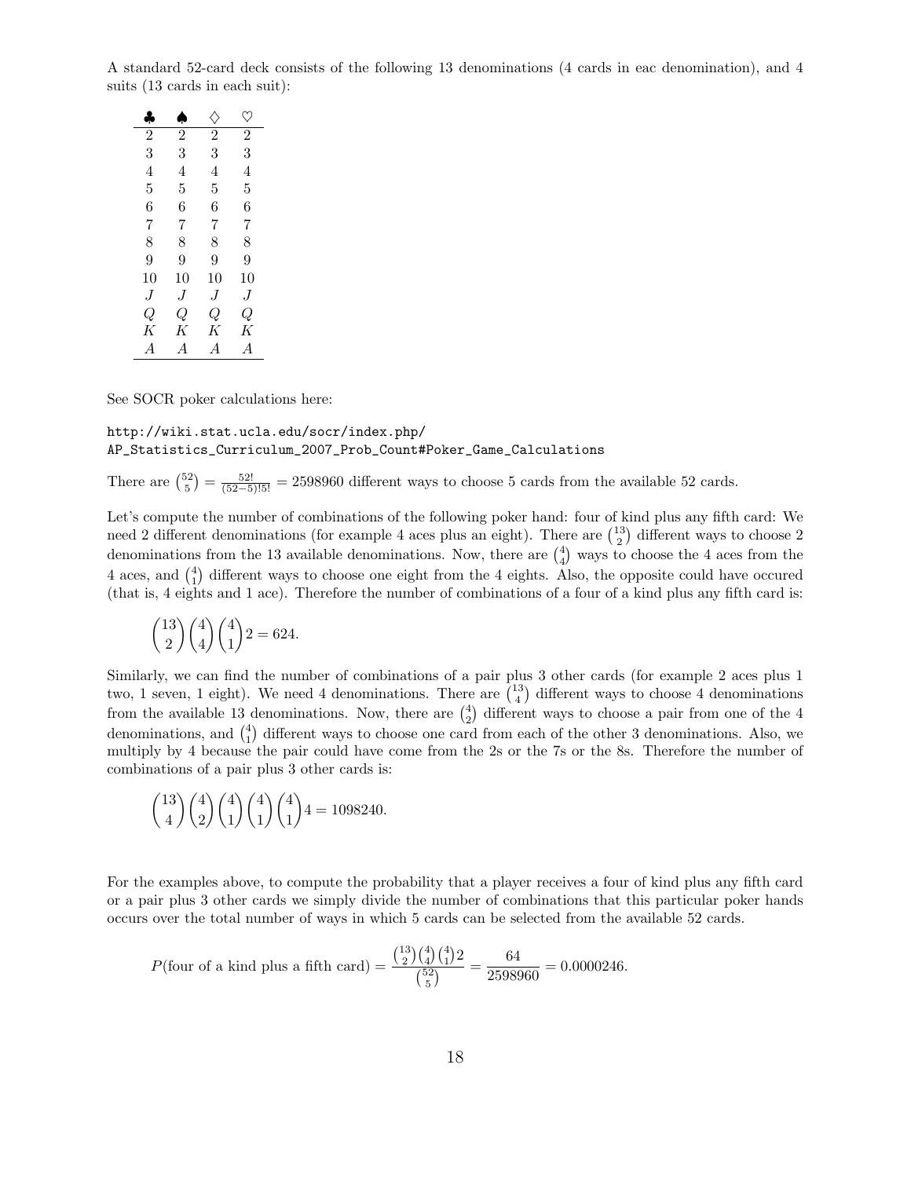A standard 52-card deck consists of the following 13 denominations (4 cards in eac denomination), and 4 suits (13 cards in each suit):

| ♣ | ♠ | ♢ | ♡ |
|---|---|---|---|
| 2 | 2 | 2 | 2 |
| 3 | 3 | 3 | 3 |
| 4 | 4 | 4 | 4 |
| 5 | 5 | 5 | 5 |
| 6 | 6 | 6 | 6 |
| 7 | 7 | 7 | 7 |
| 8 | 8 | 8 | 8 |
| 9 | 9 | 9 | 9 |
| 10 | 10 | 10 | 10 |
| $J$ | $J$ | $J$ | $J$ |
| $Q$ | $Q$ | $Q$ | $Q$ |
| $K$ | $K$ | $K$ | $K$ |
| $A$ | $A$ | $A$ | $A$ |

See SOCR poker calculations here:

```
http://wiki.stat.ucla.edu/socr/index.php/
AP_Statistics_Curriculum_2007_Prob_Count#Poker_Game_Calculations
```

There are $\binom{52}{5} = \frac{52!}{(52-5)!5!} = 2598960$ different ways to choose 5 cards from the available 52 cards.

Let's compute the number of combinations of the following poker hand: four of kind plus any fifth card: We need 2 different denominations (for example 4 aces plus an eight). There are $\binom{13}{2}$ different ways to choose 2 denominations from the 13 available denominations. Now, there are $\binom{4}{4}$ ways to choose the 4 aces from the 4 aces, and $\binom{4}{1}$ different ways to choose one eight from the 4 eights. Also, the opposite could have occured (that is, 4 eights and 1 ace). Therefore the number of combinations of a four of a kind plus any fifth card is:

$$\binom{13}{2}\binom{4}{4}\binom{4}{1}2 = 624.$$

Similarly, we can find the number of combinations of a pair plus 3 other cards (for example 2 aces plus 1 two, 1 seven, 1 eight). We need 4 denominations. There are $\binom{13}{4}$ different ways to choose 4 denominations from the available 13 denominations. Now, there are $\binom{4}{2}$ different ways to choose a pair from one of the 4 denominations, and $\binom{4}{1}$ different ways to choose one card from each of the other 3 denominations. Also, we multiply by 4 because the pair could have come from the 2s or the 7s or the 8s. Therefore the number of combinations of a pair plus 3 other cards is:

$$\binom{13}{4}\binom{4}{2}\binom{4}{1}\binom{4}{1}\binom{4}{1}4 = 1098240.$$

For the examples above, to compute the probability that a player receives a four of kind plus any fifth card or a pair plus 3 other cards we simply divide the number of combinations that this particular poker hands occurs over the total number of ways in which 5 cards can be selected from the available 52 cards.

$$P(\text{four of a kind plus a fifth card}) = \frac{\binom{13}{2}\binom{4}{4}\binom{4}{1}2}{\binom{52}{5}} = \frac{64}{2598960} = 0.0000246.$$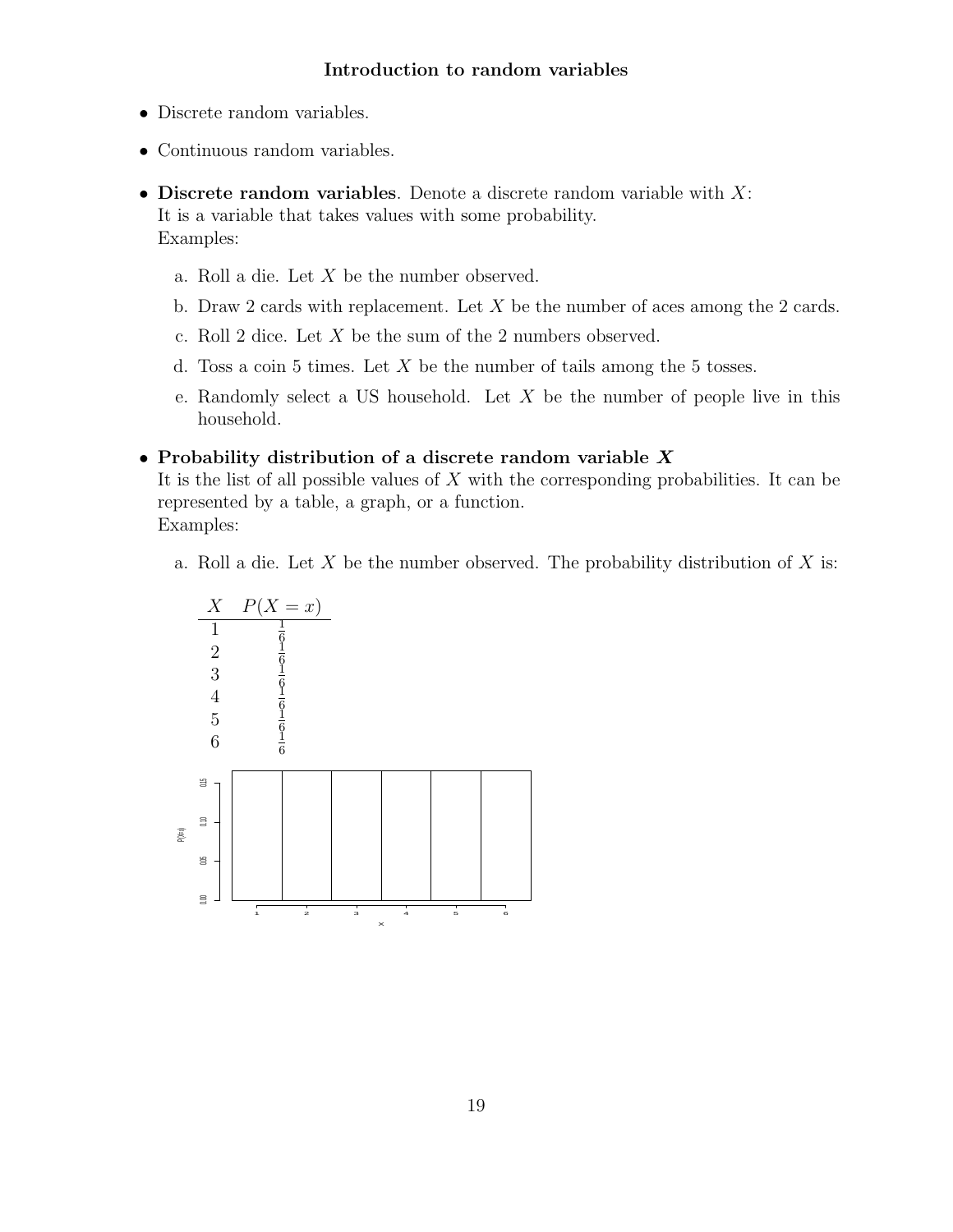**Introduction to random variables**

- Discrete random variables.
- Continuous random variables.
- **Discrete random variables**. Denote a discrete random variable with $X$:
  It is a variable that takes values with some probability.
  Examples:

  a. Roll a die. Let $X$ be the number observed.

  b. Draw 2 cards with replacement. Let $X$ be the number of aces among the 2 cards.

  c. Roll 2 dice. Let $X$ be the sum of the 2 numbers observed.

  d. Toss a coin 5 times. Let $X$ be the number of tails among the 5 tosses.

  e. Randomly select a US household. Let $X$ be the number of people live in this household.

- **Probability distribution of a discrete random variable *X***
  It is the list of all possible values of $X$ with the corresponding probabilities. It can be represented by a table, a graph, or a function.
  Examples:

  a. Roll a die. Let $X$ be the number observed. The probability distribution of $X$ is:

| $X$ | $P(X = x)$ |
|---|---|
| 1 | $\frac{1}{6}$ |
| 2 | $\frac{1}{6}$ |
| 3 | $\frac{1}{6}$ |
| 4 | $\frac{1}{6}$ |
| 5 | $\frac{1}{6}$ |
| 6 | $\frac{1}{6}$ |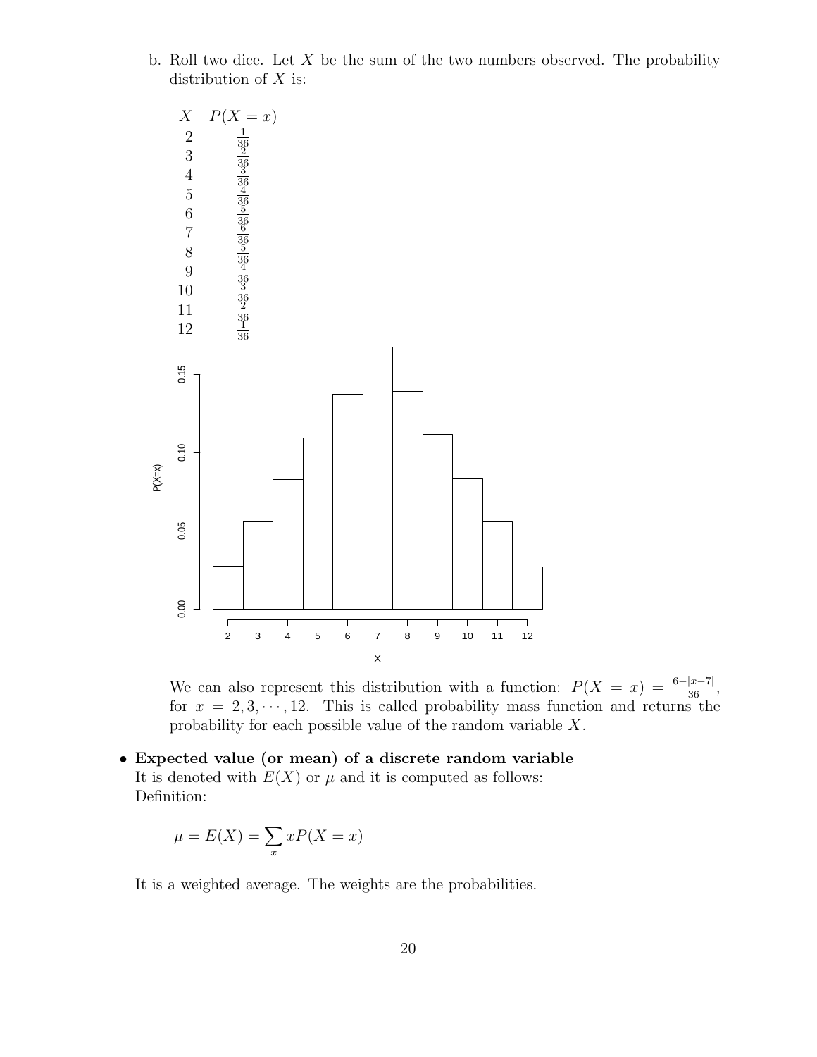b. Roll two dice. Let $X$ be the sum of the two numbers observed. The probability distribution of $X$ is:

| $X$ | $P(X = x)$ |
|---|---|
| 2 | $\frac{1}{36}$ |
| 3 | $\frac{2}{36}$ |
| 4 | $\frac{3}{36}$ |
| 5 | $\frac{4}{36}$ |
| 6 | $\frac{5}{36}$ |
| 7 | $\frac{6}{36}$ |
| 8 | $\frac{5}{36}$ |
| 9 | $\frac{4}{36}$ |
| 10 | $\frac{3}{36}$ |
| 11 | $\frac{2}{36}$ |
| 12 | $\frac{1}{36}$ |

We can also represent this distribution with a function: $P(X = x) = \frac{6-|x-7|}{36}$, for $x = 2, 3, \cdots, 12$. This is called probability mass function and returns the probability for each possible value of the random variable $X$.

- **Expected value (or mean) of a discrete random variable**
  It is denoted with $E(X)$ or $\mu$ and it is computed as follows:
  Definition:

$$\mu = E(X) = \sum_x xP(X = x)$$

It is a weighted average. The weights are the probabilities.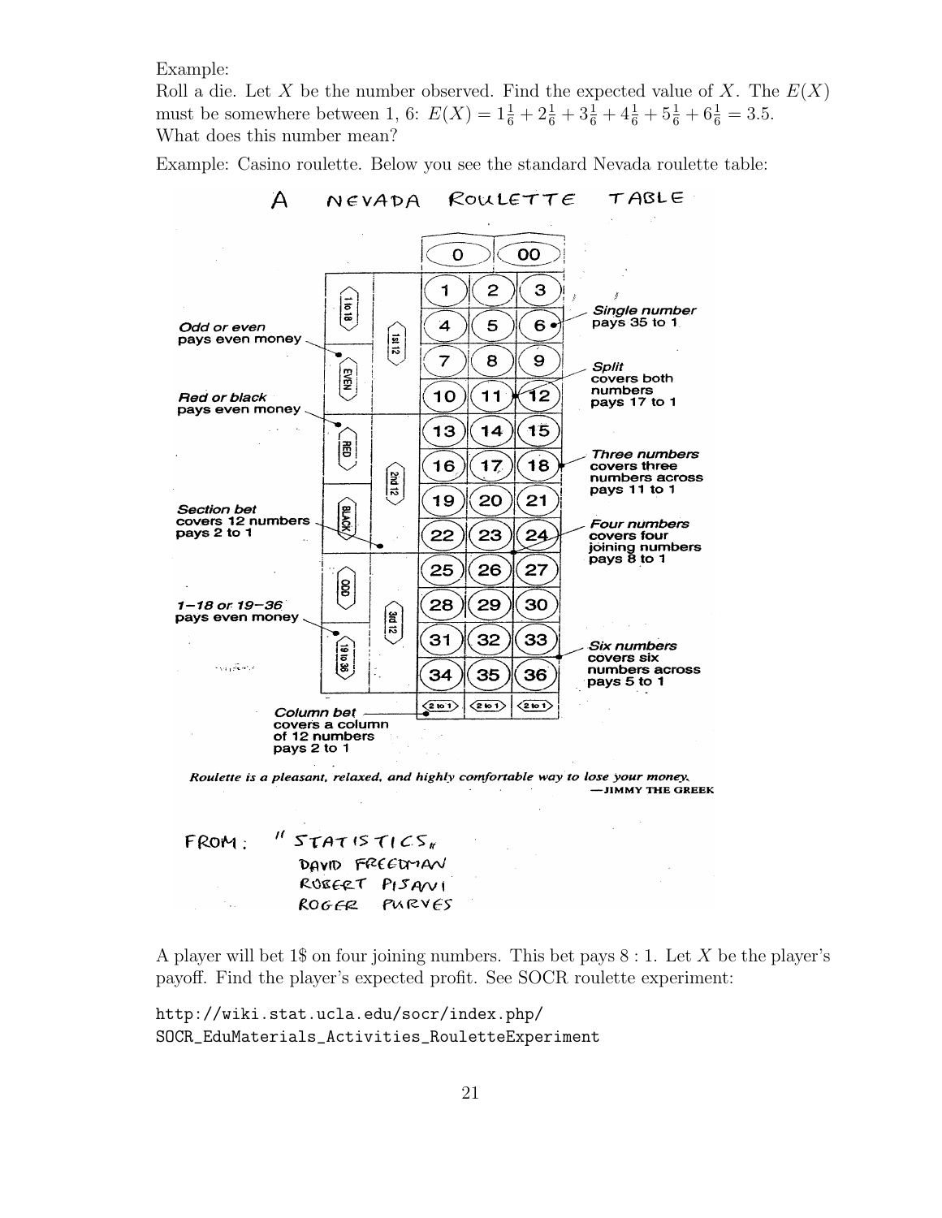Example:
Roll a die. Let $X$ be the number observed. Find the expected value of $X$. The $E(X)$ must be somewhere between 1, 6: $E(X) = 1\frac{1}{6} + 2\frac{1}{6} + 3\frac{1}{6} + 4\frac{1}{6} + 5\frac{1}{6} + 6\frac{1}{6} = 3.5$.
What does this number mean?

Example: Casino roulette. Below you see the standard Nevada roulette table:

A NEVADA ROULETTE TABLE

Odd or even pays even money

Red or black pays even money

Section bet covers 12 numbers pays 2 to 1

1–18 or 19–36 pays even money

Column bet covers a column of 12 numbers pays 2 to 1

Single number pays 35 to 1

Split covers both numbers pays 17 to 1

Three numbers covers three numbers across pays 11 to 1

Four numbers covers four joining numbers pays 8 to 1

Six numbers covers six numbers across pays 5 to 1

*Roulette is a pleasant, relaxed, and highly comfortable way to lose your money.*
—JIMMY THE GREEK

FROM: "STATISTICS" DAVID FREEDMAN, ROBERT PISANI, ROGER PURVES

A player will bet 1$ on four joining numbers. This bet pays $8:1$. Let $X$ be the player's payoff. Find the player's expected profit. See SOCR roulette experiment:

```
http://wiki.stat.ucla.edu/socr/index.php/
SOCR_EduMaterials_Activities_RouletteExperiment
```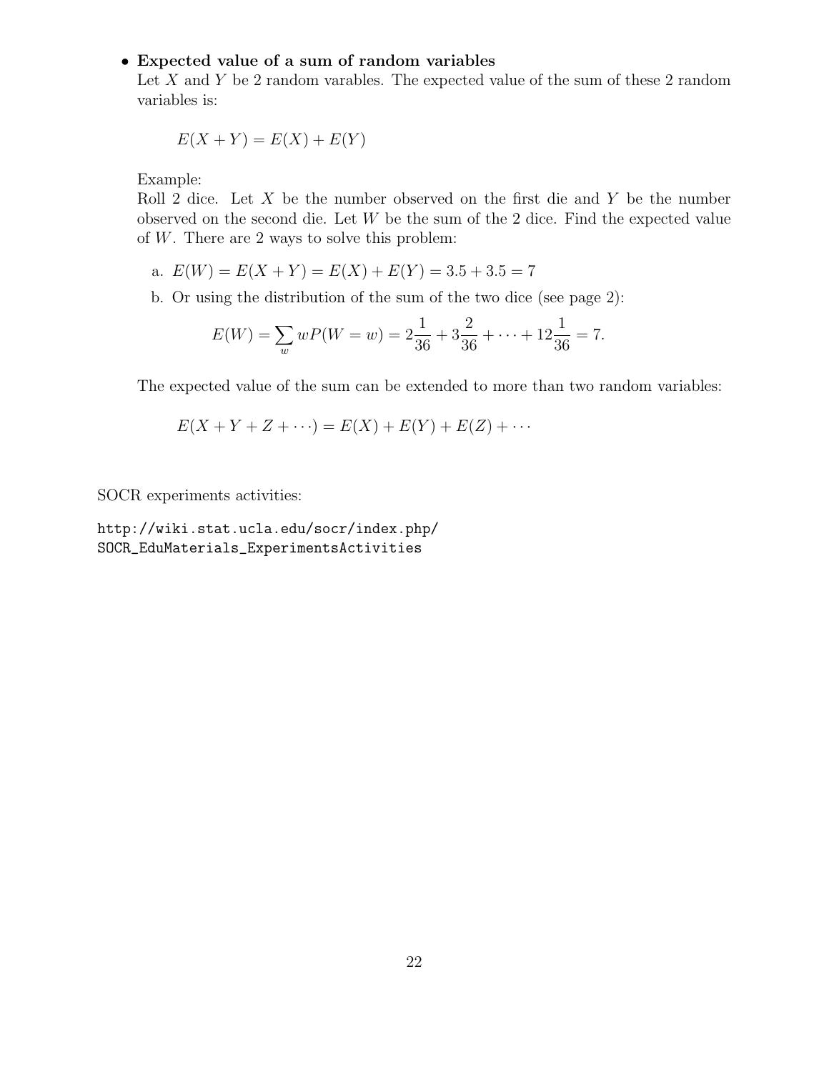- **Expected value of a sum of random variables**

  Let $X$ and $Y$ be 2 random varables. The expected value of the sum of these 2 random variables is:

  $$E(X + Y) = E(X) + E(Y)$$

  Example:
  Roll 2 dice. Let $X$ be the number observed on the first die and $Y$ be the number observed on the second die. Let $W$ be the sum of the 2 dice. Find the expected value of $W$. There are 2 ways to solve this problem:

  a. $E(W) = E(X + Y) = E(X) + E(Y) = 3.5 + 3.5 = 7$

  b. Or using the distribution of the sum of the two dice (see page 2):

  $$E(W) = \sum_w wP(W = w) = 2\frac{1}{36} + 3\frac{2}{36} + \cdots + 12\frac{1}{36} = 7.$$

  The expected value of the sum can be extended to more than two random variables:

  $$E(X + Y + Z + \cdots) = E(X) + E(Y) + E(Z) + \cdots$$

SOCR experiments activities:

```
http://wiki.stat.ucla.edu/socr/index.php/
SOCR_EduMaterials_ExperimentsActivities
```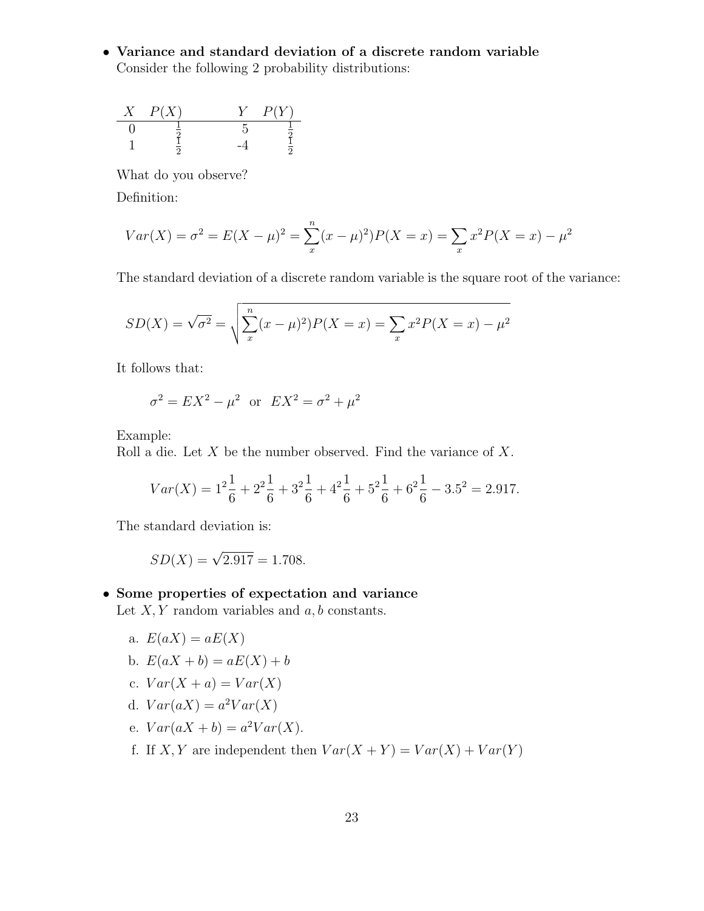- **Variance and standard deviation of a discrete random variable**
  Consider the following 2 probability distributions:

| $X$ | $P(X)$ | | $Y$ | $P(Y)$ |
|---|---|---|---|---|
| 0 | $\frac{1}{2}$ | | 5 | $\frac{1}{2}$ |
| 1 | $\frac{1}{2}$ | | -4 | $\frac{1}{2}$ |

What do you observe?

Definition:

$$Var(X) = \sigma^2 = E(X-\mu)^2 = \sum_x^n (x-\mu)^2)P(X=x) = \sum_x x^2 P(X=x) - \mu^2$$

The standard deviation of a discrete random variable is the square root of the variance:

$$SD(X) = \sqrt{\sigma^2} = \sqrt{\sum_x^n (x-\mu)^2)P(X=x) = \sum_x x^2 P(X=x) - \mu^2}$$

It follows that:

$$\sigma^2 = EX^2 - \mu^2 \quad \text{or} \quad EX^2 = \sigma^2 + \mu^2$$

Example:
Roll a die. Let $X$ be the number observed. Find the variance of $X$.

$$Var(X) = 1^2\frac{1}{6} + 2^2\frac{1}{6} + 3^2\frac{1}{6} + 4^2\frac{1}{6} + 5^2\frac{1}{6} + 6^2\frac{1}{6} - 3.5^2 = 2.917.$$

The standard deviation is:

$$SD(X) = \sqrt{2.917} = 1.708.$$

- **Some properties of expectation and variance**
  Let $X, Y$ random variables and $a, b$ constants.

  a. $E(aX) = aE(X)$
  b. $E(aX+b) = aE(X) + b$
  c. $Var(X+a) = Var(X)$
  d. $Var(aX) = a^2 Var(X)$
  e. $Var(aX+b) = a^2 Var(X)$.
  f. If $X, Y$ are independent then $Var(X+Y) = Var(X) + Var(Y)$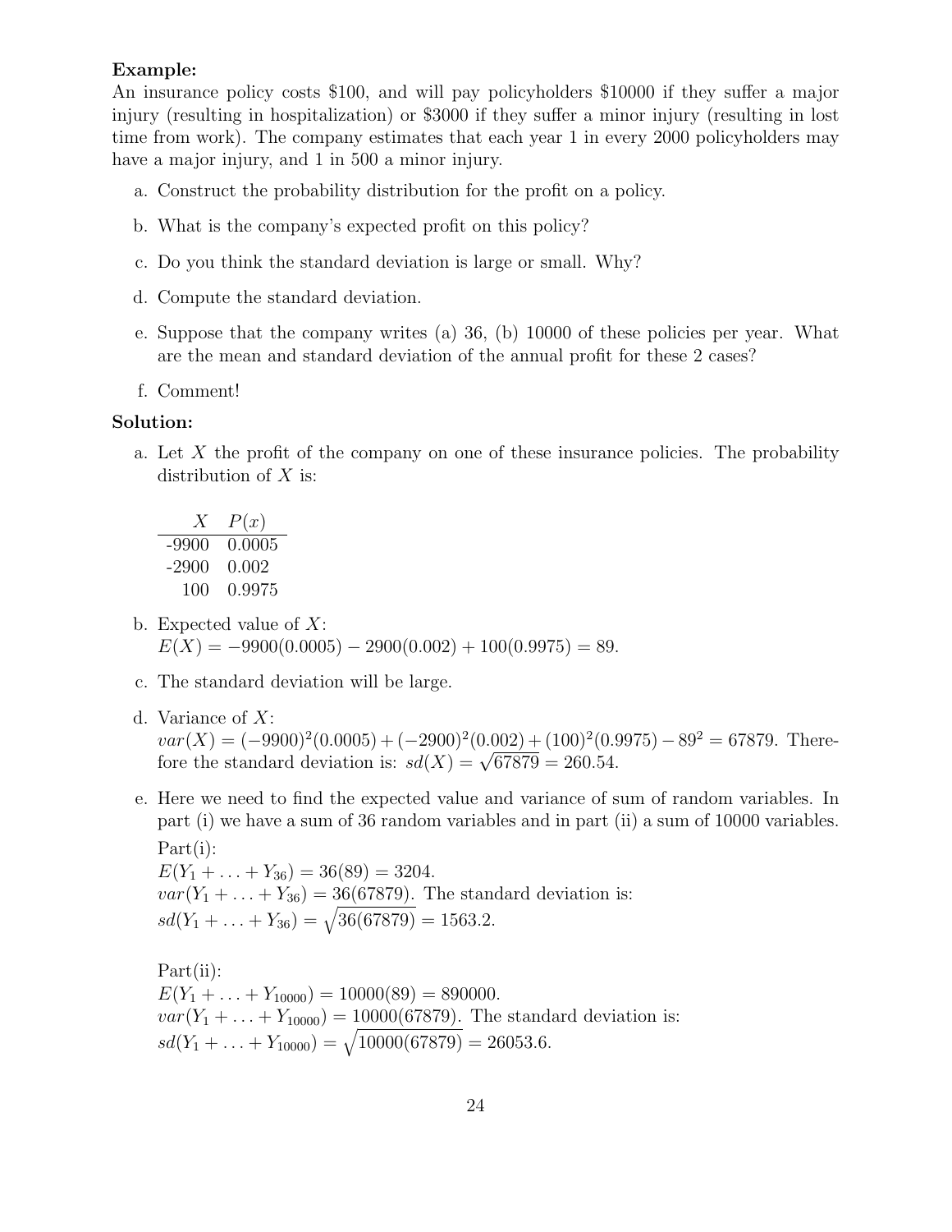**Example:**
An insurance policy costs \$100, and will pay policyholders \$10000 if they suffer a major injury (resulting in hospitalization) or \$3000 if they suffer a minor injury (resulting in lost time from work). The company estimates that each year 1 in every 2000 policyholders may have a major injury, and 1 in 500 a minor injury.

a. Construct the probability distribution for the profit on a policy.
b. What is the company's expected profit on this policy?
c. Do you think the standard deviation is large or small. Why?
d. Compute the standard deviation.
e. Suppose that the company writes (a) 36, (b) 10000 of these policies per year. What are the mean and standard deviation of the annual profit for these 2 cases?
f. Comment!

**Solution:**

a. Let $X$ the profit of the company on one of these insurance policies. The probability distribution of $X$ is:

| $X$ | $P(x)$ |
|---|---|
| -9900 | 0.0005 |
| -2900 | 0.002 |
| 100 | 0.9975 |

b. Expected value of $X$:
$E(X) = -9900(0.0005) - 2900(0.002) + 100(0.9975) = 89$.

c. The standard deviation will be large.

d. Variance of $X$:
$var(X) = (-9900)^2(0.0005) + (-2900)^2(0.002) + (100)^2(0.9975) - 89^2 = 67879$. Therefore the standard deviation is: $sd(X) = \sqrt{67879} = 260.54$.

e. Here we need to find the expected value and variance of sum of random variables. In part (i) we have a sum of 36 random variables and in part (ii) a sum of 10000 variables.
Part(i):
$E(Y_1 + \ldots + Y_{36}) = 36(89) = 3204$.
$var(Y_1 + \ldots + Y_{36}) = 36(67879)$. The standard deviation is:
$sd(Y_1 + \ldots + Y_{36}) = \sqrt{36(67879)} = 1563.2$.

Part(ii):
$E(Y_1 + \ldots + Y_{10000}) = 10000(89) = 890000$.
$var(Y_1 + \ldots + Y_{10000}) = 10000(67879)$. The standard deviation is:
$sd(Y_1 + \ldots + Y_{10000}) = \sqrt{10000(67879)} = 26053.6$.